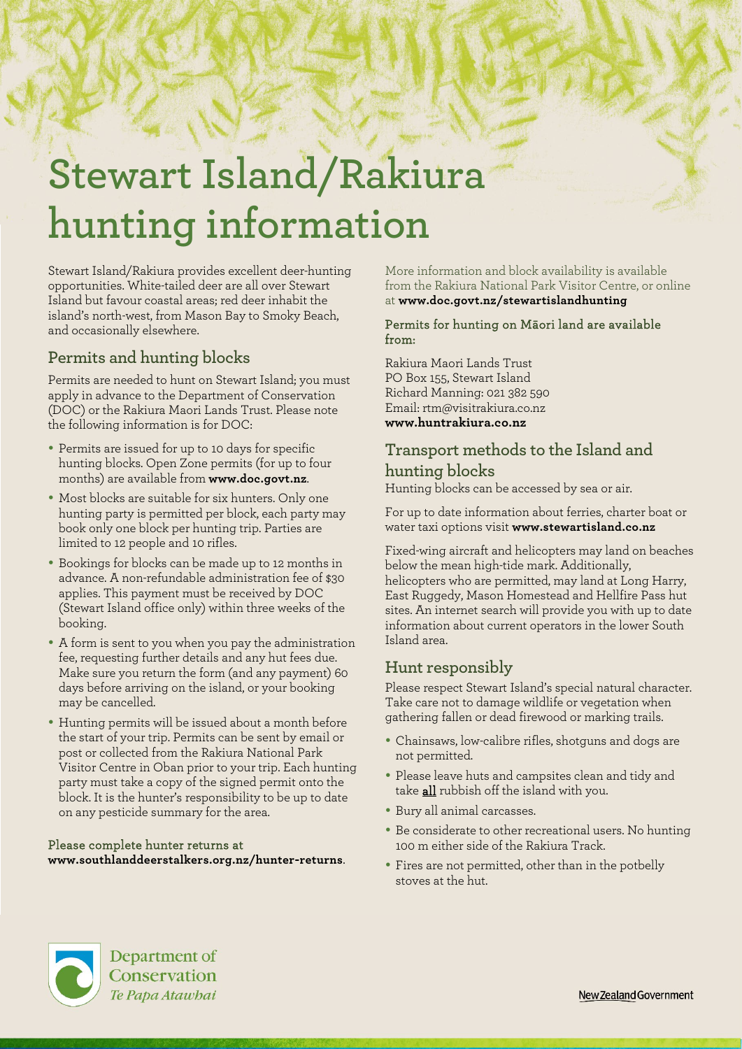# Stewart Island/Rakiura hunting information

Stewart Island/Rakiura provides excellent deer-hunting opportunities. White-tailed deer are all over Stewart Island but favour coastal areas; red deer inhabit the island's north-west, from Mason Bay to Smoky Beach, and occasionally elsewhere.

## Permits and hunting blocks

Permits are needed to hunt on Stewart Island; you must apply in advance to the Department of Conservation (DOC) or the Rakiura Maori Lands Trust. Please note the following information is for DOC:

- Permits are issued for up to 10 days for specific hunting blocks. Open Zone permits (for up to four months) are available from **www.doc.govt.nz**.
- Most blocks are suitable for six hunters. Only one hunting party is permitted per block, each party may book only one block per hunting trip. Parties are limited to 12 people and 10 rifles.
- Bookings for blocks can be made up to 12 months in advance. A non-refundable administration fee of $30 applies. This payment must be received by DOC (Stewart Island office only) within three weeks of the booking.
- A form is sent to you when you pay the administration fee, requesting further details and any hut fees due. Make sure you return the form (and any payment) 60 days before arriving on the island, or your booking may be cancelled.
- Hunting permits will be issued about a month before the start of your trip. Permits can be sent by email or post or collected from the Rakiura National Park Visitor Centre in Oban prior to your trip. Each hunting party must take a copy of the signed permit onto the block. It is the hunter's responsibility to be up to date on any pesticide summary for the area.

**Please complete hunter returns at www.southlanddeerstalkers.org.nz/hunter-returns**.

More information and block availability is available from the Rakiura National Park Visitor Centre, or online at **www.doc.govt.nz/stewartislandhunting**

**Permits for hunting on Māori land are available from:**

Rakiura Maori Lands Trust
PO Box 155, Stewart Island
Richard Manning: 021 382 590
Email: rtm@visitrakiura.co.nz
**www.huntrakiura.co.nz**

## Transport methods to the Island and hunting blocks

Hunting blocks can be accessed by sea or air.

For up to date information about ferries, charter boat or water taxi options visit **www.stewartisland.co.nz**

Fixed-wing aircraft and helicopters may land on beaches below the mean high-tide mark. Additionally, helicopters who are permitted, may land at Long Harry, East Ruggedy, Mason Homestead and Hellfire Pass hut sites. An internet search will provide you with up to date information about current operators in the lower South Island area.

## Hunt responsibly

Please respect Stewart Island's special natural character. Take care not to damage wildlife or vegetation when gathering fallen or dead firewood or marking trails.

- Chainsaws, low-calibre rifles, shotguns and dogs are not permitted.
- Please leave huts and campsites clean and tidy and take **all** rubbish off the island with you.
- Bury all animal carcasses.
- Be considerate to other recreational users. No hunting 100 m either side of the Rakiura Track.
- Fires are not permitted, other than in the potbelly stoves at the hut.

Department of Conservation
*Te Papa Atawhai*

New Zealand Government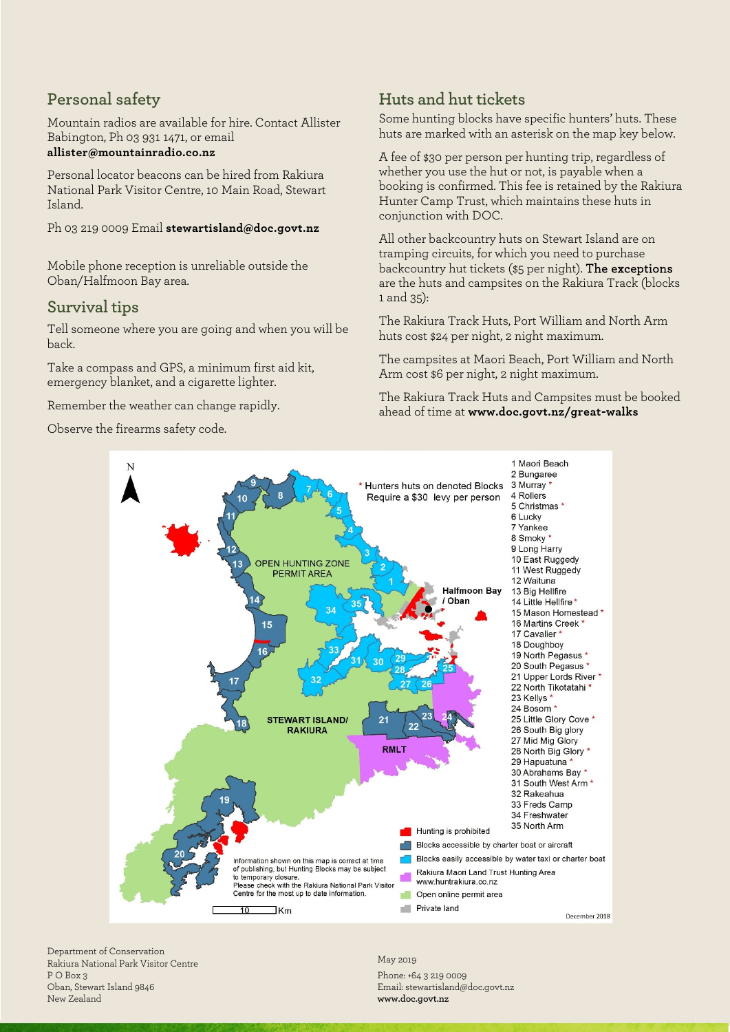## Personal safety

Mountain radios are available for hire. Contact Allister Babington, Ph 03 931 1471, or email **allister@mountainradio.co.nz**

Personal locator beacons can be hired from Rakiura National Park Visitor Centre, 10 Main Road, Stewart Island.

Ph 03 219 0009 Email **stewartisland@doc.govt.nz**

Mobile phone reception is unreliable outside the Oban/Halfmoon Bay area.

## Survival tips

Tell someone where you are going and when you will be back.

Take a compass and GPS, a minimum first aid kit, emergency blanket, and a cigarette lighter.

Remember the weather can change rapidly.

Observe the firearms safety code.

## Huts and hut tickets

Some hunting blocks have specific hunters' huts. These huts are marked with an asterisk on the map key below.

A fee of $30 per person per hunting trip, regardless of whether you use the hut or not, is payable when a booking is confirmed. This fee is retained by the Rakiura Hunter Camp Trust, which maintains these huts in conjunction with DOC.

All other backcountry huts on Stewart Island are on tramping circuits, for which you need to purchase backcountry hut tickets ($5 per night). **The exceptions** are the huts and campsites on the Rakiura Track (blocks 1 and 35):

The Rakiura Track Huts, Port William and North Arm huts cost $24 per night, 2 night maximum.

The campsites at Maori Beach, Port William and North Arm cost $6 per night, 2 night maximum.

The Rakiura Track Huts and Campsites must be booked ahead of time at **www.doc.govt.nz/great-walks**

N

OPEN HUNTING ZONE PERMIT AREA

STEWART ISLAND/ RAKIURA

RMLT

Halfmoon Bay / Oban

* Hunters huts on denoted Blocks Require a $30 levy per person

1 Maori Beach
2 Bungaree
3 Murray *
4 Rollers
5 Christmas *
6 Lucky
7 Yankee
8 Smoky *
9 Long Harry
10 East Ruggedy
11 West Ruggedy
12 Waituna
13 Big Hellfire
14 Little Hellfire *
15 Mason Homestead *
16 Martins Creek *
17 Cavalier *
18 Doughboy
19 North Pegasus *
20 South Pegasus *
21 Upper Lords River *
22 North Tikotatahi *
23 Kellys *
24 Bosom *
25 Little Glory Cove *
26 South Big glory
27 Mid Mig Glory
28 North Big Glory *
29 Hapuatuna *
30 Abrahams Bay *
31 South West Arm *
32 Rakeahua
33 Freds Camp
34 Freshwater
35 North Arm

Hunting is prohibited
Blocks accessible by charter boat or aircraft
Blocks easily accessible by water taxi or charter boat
Rakiura Maori Land Trust Hunting Area www.huntrakiura.co.nz
Open online permit area
Private land

Information shown on this map is correct at time of publishing, but Hunting Blocks may be subject to temporary closure.
Please check with the Rakiura National Park Visitor Centre for the most up to date information.

10 Km

December 2018

Department of Conservation
Rakiura National Park Visitor Centre
P O Box 3
Oban, Stewart Island 9846
New Zealand

May 2019

Phone: +64 3 219 0009
Email: stewartisland@doc.govt.nz
**www.doc.govt.nz**